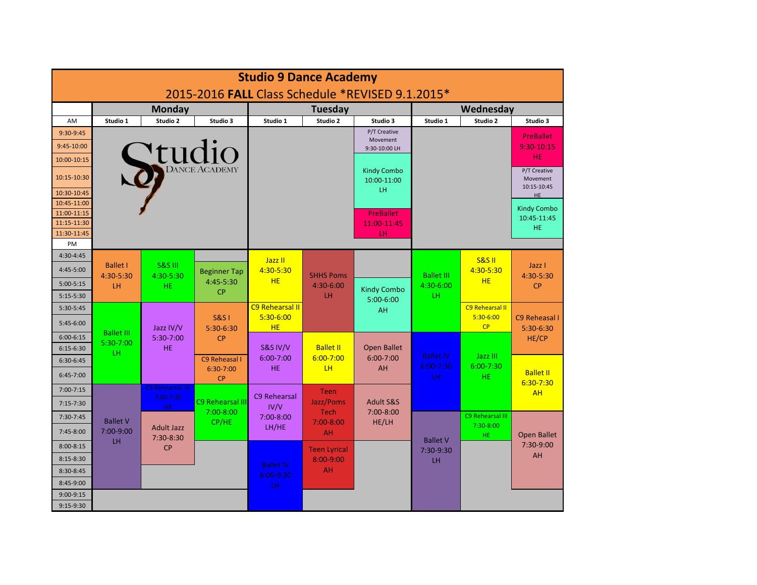# Studio 9 Dance Academy

## 2015-2016 **FALL** Class Schedule *REVISED 9.1.2015*

| | Monday | | | Tuesday | | | Wednesday | | |
|---|---|---|---|---|---|---|---|---|---|
| AM | Studio 1 | Studio 2 | Studio 3 | Studio 1 | Studio 2 | Studio 3 | Studio 1 | Studio 2 | Studio 3 |
| 9:30-9:45 | | | | | | P/T Creative Movement 9:30-10:00 LH | | | PreBallet 9:30-10:15 HE |
| 9:45-10:00 | | | | | | | | | |
| 10:00-10:15 | | | | | | Kindy Combo 10:00-11:00 LH | | | |
| 10:15-10:30 | | | | | | | | | P/T Creative Movement 10:15-10:45 HE |
| 10:30-10:45 | | | | | | | | | |
| 10:45-11:00 | | | | | | | | | Kindy Combo 10:45-11:45 HE |
| 11:00-11:15 | | | | | | PreBallet 11:00-11:45 LH | | | |
| 11:15-11:30 | | | | | | | | | |
| 11:30-11:45 | | | | | | | | | |
| PM | | | | | | | | | |
| 4:30-4:45 | Ballet I 4:30-5:30 LH | S&S III 4:30-5:30 HE | | Jazz II 4:30-5:30 HE | SHHS Poms 4:30-6:00 LH | | Ballet III 4:30-6:00 LH | S&S II 4:30-5:30 HE | Jazz I 4:30-5:30 CP |
| 4:45-5:00 | | | Beginner Tap 4:45-5:30 CP | | | | | | |
| 5:00-5:15 | | | | | | Kindy Combo 5:00-6:00 AH | | | |
| 5:15-5:30 | | | | | | | | | |
| 5:30-5:45 | Ballet III 5:30-7:00 LH | Jazz IV/V 5:30-7:00 HE | S&S I 5:30-6:30 CP | C9 Rehearsal II 5:30-6:00 HE | | | | C9 Rehearsal II 5:30-6:00 CP | C9 Reheasal I 5:30-6:30 HE/CP |
| 5:45-6:00 | | | | | | | | | |
| 6:00-6:15 | | | | S&S IV/V 6:00-7:00 HE | Ballet II 6:00-7:00 LH | Open Ballet 6:00-7:00 AH | Ballet IV 6:00-7:30 LH | Jazz III 6:00-7:30 HE | |
| 6:15-6:30 | | | | | | | | | |
| 6:30-6:45 | | | C9 Reheasal I 6:30-7:00 CP | | | | | | Ballet II 6:30-7:30 AH |
| 6:45-7:00 | | | | | | | | | |
| 7:00-7:15 | Ballet V 7:00-9:00 LH | C9 Rehearsal IV 7:00-7:30 HE | C9 Rehearsal III 7:00-8:00 CP/HE | C9 Rehearsal IV/V 7:00-8:00 LH/HE | Teen Jazz/Poms Tech 7:00-8:00 AH | Adult S&S 7:00-8:00 HE/LH | | | |
| 7:15-7:30 | | | | | | | | | |
| 7:30-7:45 | | Adult Jazz 7:30-8:30 CP | | | | | Ballet V 7:30-9:30 LH | C9 Rehearsal III 7:30-8:00 HE | Open Ballet 7:30-9:00 AH |
| 7:45-8:00 | | | | | | | | | |
| 8:00-8:15 | | | | Ballet IV 8:00-9:30 LH | Teen Lyrical 8:00-9:00 AH | | | | |
| 8:15-8:30 | | | | | | | | | |
| 8:30-8:45 | | | | | | | | | |
| 8:45-9:00 | | | | | | | | | |
| 9:00-9:15 | | | | | | | | | |
| 9:15-9:30 | | | | | | | | | |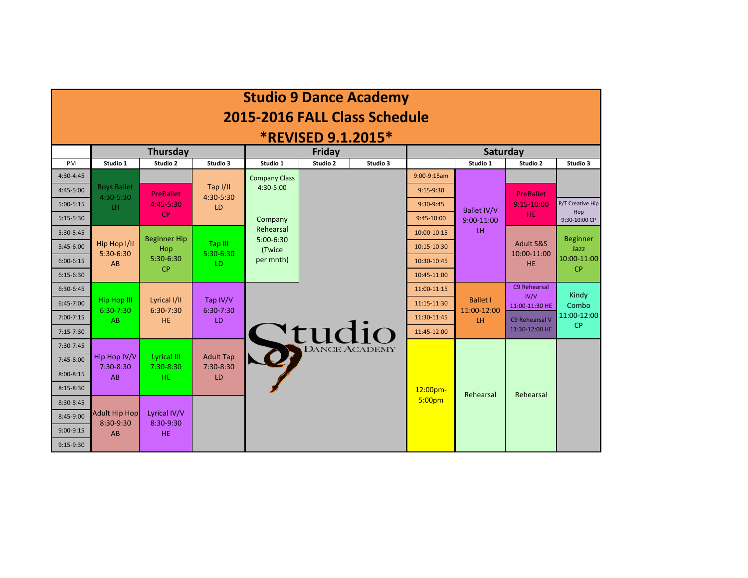# Studio 9 Dance Academy
# 2015-2016 FALL Class Schedule
# *REVISED 9.1.2015*

| | Thursday | | | Friday | | | Saturday | | | |
|---|---|---|---|---|---|---|---|---|---|---|
| PM | Studio 1 | Studio 2 | Studio 3 | Studio 1 | Studio 2 | Studio 3 | | Studio 1 | Studio 2 | Studio 3 |
| 4:30-4:45 | Boys Ballet 4:30-5:30 LH | | Tap I/II 4:30-5:30 LD | Company Class 4:30-5:00 | | | 9:00-9:15am | Ballet IV/V 9:00-11:00 LH | | |
| 4:45-5:00 | | PreBallet 4:45-5:30 CP | | | | | 9:15-9:30 | | PreBallet 9:15-10:00 HE | |
| 5:00-5:15 | | | | Company Rehearsal 5:00-6:30 (Twice per mnth) | | | 9:30-9:45 | | | P/T Creative Hip Hop 9:30-10:00 CP |
| 5:15-5:30 | | | | | | | 9:45-10:00 | | | |
| 5:30-5:45 | Hip Hop I/II 5:30-6:30 AB | Beginner Hip Hop 5:30-6:30 CP | Tap III 5:30-6:30 LD | | | | 10:00-10:15 | | Adult S&S 10:00-11:00 HE | Beginner Jazz 10:00-11:00 CP |
| 5:45-6:00 | | | | | | | 10:15-10:30 | | | |
| 6:00-6:15 | | | | | | | 10:30-10:45 | | | |
| 6:15-6:30 | | | | | | | 10:45-11:00 | | | |
| 6:30-6:45 | Hip Hop III 6:30-7:30 AB | Lyrical I/II 6:30-7:30 HE | Tap IV/V 6:30-7:30 LD | | | | 11:00-11:15 | Ballet I 11:00-12:00 LH | C9 Rehearsal IV/V 11:00-11:30 HE | Kindy Combo 11:00-12:00 CP |
| 6:45-7:00 | | | | | | | 11:15-11:30 | | | |
| 7:00-7:15 | | | | | | | 11:30-11:45 | | C9 Rehearsal V 11:30-12:00 HE | |
| 7:15-7:30 | | | | | | | 11:45-12:00 | | | |
| 7:30-7:45 | Hip Hop IV/V 7:30-8:30 AB | Lyrical III 7:30-8:30 HE | Adult Tap 7:30-8:30 LD | | | | 12:00pm-5:00pm | Rehearsal | Rehearsal | |
| 7:45-8:00 | | | | | | | | | | |
| 8:00-8:15 | | | | | | | | | | |
| 8:15-8:30 | | | | | | | | | | |
| 8:30-8:45 | Adult Hip Hop 8:30-9:30 AB | Lyrical IV/V 8:30-9:30 HE | | | | | | | | |
| 8:45-9:00 | | | | | | | | | | |
| 9:00-9:15 | | | | | | | | | | |
| 9:15-9:30 | | | | | | | | | | |